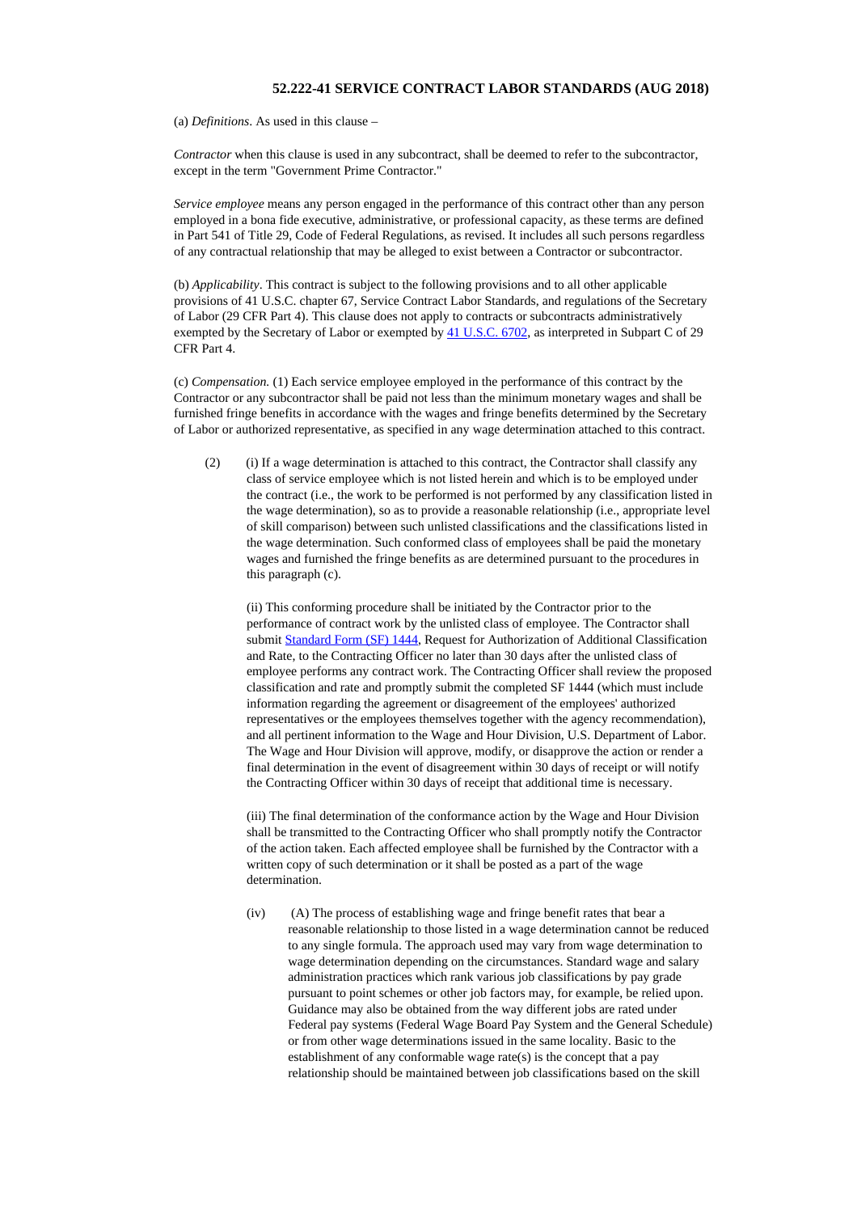# 52.222-41 SERVICE CONTRACT LABOR STANDARDS (AUG 2018)

(a) *Definitions*. As used in this clause –

*Contractor* when this clause is used in any subcontract, shall be deemed to refer to the subcontractor, except in the term "Government Prime Contractor."

*Service employee* means any person engaged in the performance of this contract other than any person employed in a bona fide executive, administrative, or professional capacity, as these terms are defined in Part 541 of Title 29, Code of Federal Regulations, as revised. It includes all such persons regardless of any contractual relationship that may be alleged to exist between a Contractor or subcontractor.

(b) *Applicability*. This contract is subject to the following provisions and to all other applicable provisions of 41 U.S.C. chapter 67, Service Contract Labor Standards, and regulations of the Secretary of Labor (29 CFR Part 4). This clause does not apply to contracts or subcontracts administratively exempted by the Secretary of Labor or exempted by 41 U.S.C. 6702, as interpreted in Subpart C of 29 CFR Part 4.

(c) *Compensation.* (1) Each service employee employed in the performance of this contract by the Contractor or any subcontractor shall be paid not less than the minimum monetary wages and shall be furnished fringe benefits in accordance with the wages and fringe benefits determined by the Secretary of Labor or authorized representative, as specified in any wage determination attached to this contract.

(2) (i) If a wage determination is attached to this contract, the Contractor shall classify any class of service employee which is not listed herein and which is to be employed under the contract (i.e., the work to be performed is not performed by any classification listed in the wage determination), so as to provide a reasonable relationship (i.e., appropriate level of skill comparison) between such unlisted classifications and the classifications listed in the wage determination. Such conformed class of employees shall be paid the monetary wages and furnished the fringe benefits as are determined pursuant to the procedures in this paragraph (c).

(ii) This conforming procedure shall be initiated by the Contractor prior to the performance of contract work by the unlisted class of employee. The Contractor shall submit Standard Form (SF) 1444, Request for Authorization of Additional Classification and Rate, to the Contracting Officer no later than 30 days after the unlisted class of employee performs any contract work. The Contracting Officer shall review the proposed classification and rate and promptly submit the completed SF 1444 (which must include information regarding the agreement or disagreement of the employees' authorized representatives or the employees themselves together with the agency recommendation), and all pertinent information to the Wage and Hour Division, U.S. Department of Labor. The Wage and Hour Division will approve, modify, or disapprove the action or render a final determination in the event of disagreement within 30 days of receipt or will notify the Contracting Officer within 30 days of receipt that additional time is necessary.

(iii) The final determination of the conformance action by the Wage and Hour Division shall be transmitted to the Contracting Officer who shall promptly notify the Contractor of the action taken. Each affected employee shall be furnished by the Contractor with a written copy of such determination or it shall be posted as a part of the wage determination.

(iv) (A) The process of establishing wage and fringe benefit rates that bear a reasonable relationship to those listed in a wage determination cannot be reduced to any single formula. The approach used may vary from wage determination to wage determination depending on the circumstances. Standard wage and salary administration practices which rank various job classifications by pay grade pursuant to point schemes or other job factors may, for example, be relied upon. Guidance may also be obtained from the way different jobs are rated under Federal pay systems (Federal Wage Board Pay System and the General Schedule) or from other wage determinations issued in the same locality. Basic to the establishment of any conformable wage rate(s) is the concept that a pay relationship should be maintained between job classifications based on the skill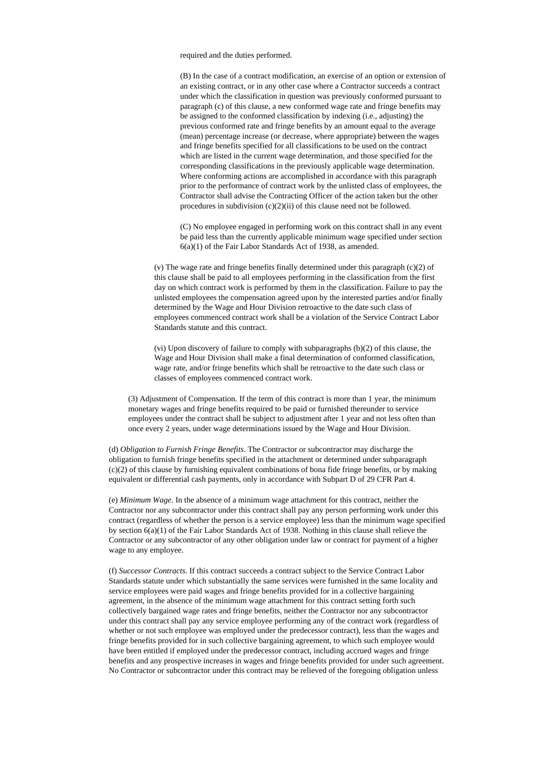required and the duties performed.

(B) In the case of a contract modification, an exercise of an option or extension of an existing contract, or in any other case where a Contractor succeeds a contract under which the classification in question was previously conformed pursuant to paragraph (c) of this clause, a new conformed wage rate and fringe benefits may be assigned to the conformed classification by indexing (i.e., adjusting) the previous conformed rate and fringe benefits by an amount equal to the average (mean) percentage increase (or decrease, where appropriate) between the wages and fringe benefits specified for all classifications to be used on the contract which are listed in the current wage determination, and those specified for the corresponding classifications in the previously applicable wage determination. Where conforming actions are accomplished in accordance with this paragraph prior to the performance of contract work by the unlisted class of employees, the Contractor shall advise the Contracting Officer of the action taken but the other procedures in subdivision (c)(2)(ii) of this clause need not be followed.

(C) No employee engaged in performing work on this contract shall in any event be paid less than the currently applicable minimum wage specified under section 6(a)(1) of the Fair Labor Standards Act of 1938, as amended.

(v) The wage rate and fringe benefits finally determined under this paragraph (c)(2) of this clause shall be paid to all employees performing in the classification from the first day on which contract work is performed by them in the classification. Failure to pay the unlisted employees the compensation agreed upon by the interested parties and/or finally determined by the Wage and Hour Division retroactive to the date such class of employees commenced contract work shall be a violation of the Service Contract Labor Standards statute and this contract.

(vi) Upon discovery of failure to comply with subparagraphs (b)(2) of this clause, the Wage and Hour Division shall make a final determination of conformed classification, wage rate, and/or fringe benefits which shall be retroactive to the date such class or classes of employees commenced contract work.

(3) Adjustment of Compensation. If the term of this contract is more than 1 year, the minimum monetary wages and fringe benefits required to be paid or furnished thereunder to service employees under the contract shall be subject to adjustment after 1 year and not less often than once every 2 years, under wage determinations issued by the Wage and Hour Division.

(d) *Obligation to Furnish Fringe Benefits*. The Contractor or subcontractor may discharge the obligation to furnish fringe benefits specified in the attachment or determined under subparagraph (c)(2) of this clause by furnishing equivalent combinations of bona fide fringe benefits, or by making equivalent or differential cash payments, only in accordance with Subpart D of 29 CFR Part 4.

(e) *Minimum Wage*. In the absence of a minimum wage attachment for this contract, neither the Contractor nor any subcontractor under this contract shall pay any person performing work under this contract (regardless of whether the person is a service employee) less than the minimum wage specified by section 6(a)(1) of the Fair Labor Standards Act of 1938. Nothing in this clause shall relieve the Contractor or any subcontractor of any other obligation under law or contract for payment of a higher wage to any employee.

(f) *Successor Contracts*. If this contract succeeds a contract subject to the Service Contract Labor Standards statute under which substantially the same services were furnished in the same locality and service employees were paid wages and fringe benefits provided for in a collective bargaining agreement, in the absence of the minimum wage attachment for this contract setting forth such collectively bargained wage rates and fringe benefits, neither the Contractor nor any subcontractor under this contract shall pay any service employee performing any of the contract work (regardless of whether or not such employee was employed under the predecessor contract), less than the wages and fringe benefits provided for in such collective bargaining agreement, to which such employee would have been entitled if employed under the predecessor contract, including accrued wages and fringe benefits and any prospective increases in wages and fringe benefits provided for under such agreement. No Contractor or subcontractor under this contract may be relieved of the foregoing obligation unless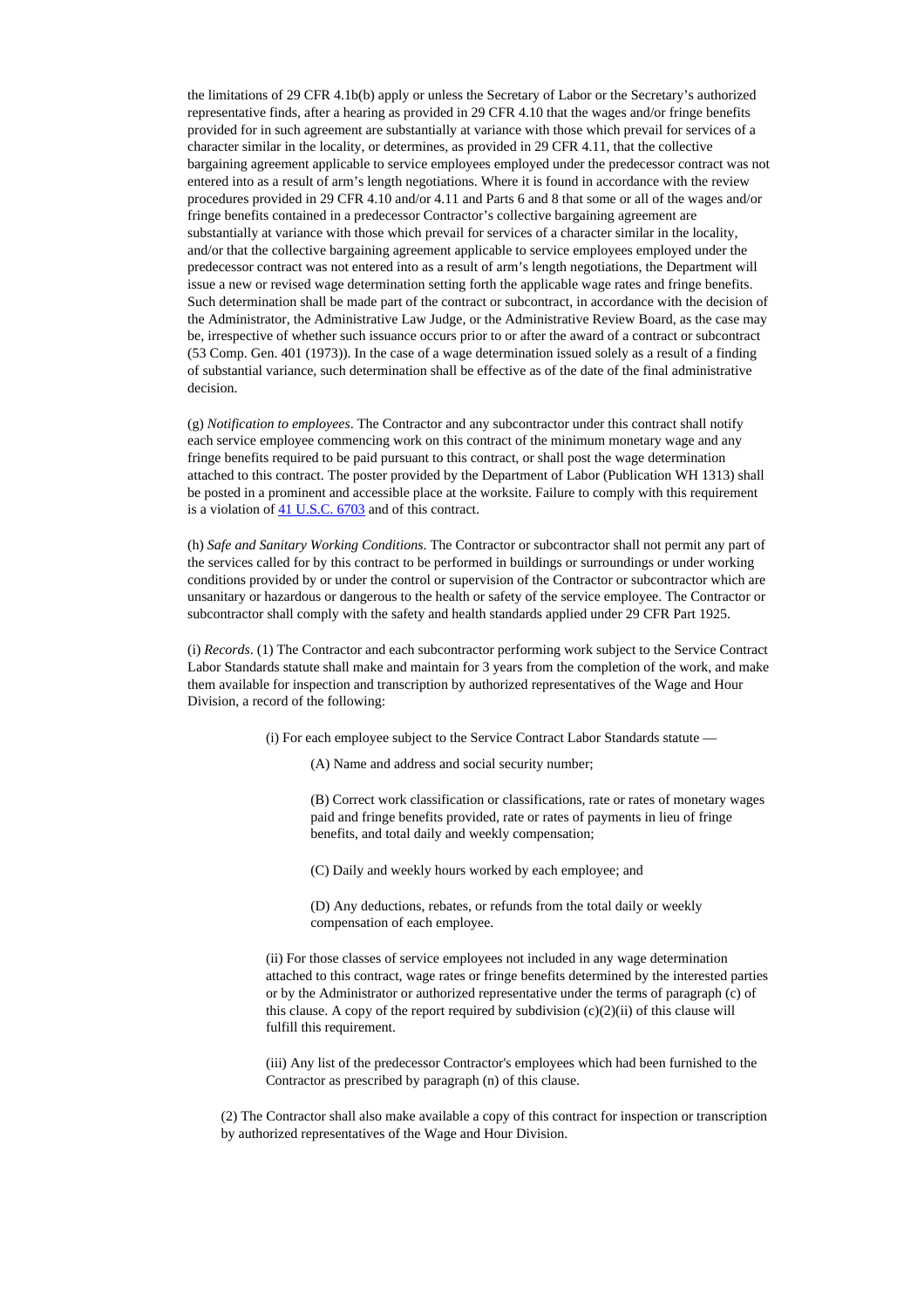the limitations of 29 CFR 4.1b(b) apply or unless the Secretary of Labor or the Secretary's authorized representative finds, after a hearing as provided in 29 CFR 4.10 that the wages and/or fringe benefits provided for in such agreement are substantially at variance with those which prevail for services of a character similar in the locality, or determines, as provided in 29 CFR 4.11, that the collective bargaining agreement applicable to service employees employed under the predecessor contract was not entered into as a result of arm's length negotiations. Where it is found in accordance with the review procedures provided in 29 CFR 4.10 and/or 4.11 and Parts 6 and 8 that some or all of the wages and/or fringe benefits contained in a predecessor Contractor's collective bargaining agreement are substantially at variance with those which prevail for services of a character similar in the locality, and/or that the collective bargaining agreement applicable to service employees employed under the predecessor contract was not entered into as a result of arm's length negotiations, the Department will issue a new or revised wage determination setting forth the applicable wage rates and fringe benefits. Such determination shall be made part of the contract or subcontract, in accordance with the decision of the Administrator, the Administrative Law Judge, or the Administrative Review Board, as the case may be, irrespective of whether such issuance occurs prior to or after the award of a contract or subcontract (53 Comp. Gen. 401 (1973)). In the case of a wage determination issued solely as a result of a finding of substantial variance, such determination shall be effective as of the date of the final administrative decision.

(g) *Notification to employees*. The Contractor and any subcontractor under this contract shall notify each service employee commencing work on this contract of the minimum monetary wage and any fringe benefits required to be paid pursuant to this contract, or shall post the wage determination attached to this contract. The poster provided by the Department of Labor (Publication WH 1313) shall be posted in a prominent and accessible place at the worksite. Failure to comply with this requirement is a violation of 41 U.S.C. 6703 and of this contract.

(h) *Safe and Sanitary Working Conditions*. The Contractor or subcontractor shall not permit any part of the services called for by this contract to be performed in buildings or surroundings or under working conditions provided by or under the control or supervision of the Contractor or subcontractor which are unsanitary or hazardous or dangerous to the health or safety of the service employee. The Contractor or subcontractor shall comply with the safety and health standards applied under 29 CFR Part 1925.

(i) *Records*. (1) The Contractor and each subcontractor performing work subject to the Service Contract Labor Standards statute shall make and maintain for 3 years from the completion of the work, and make them available for inspection and transcription by authorized representatives of the Wage and Hour Division, a record of the following:

(i) For each employee subject to the Service Contract Labor Standards statute —

(A) Name and address and social security number;

(B) Correct work classification or classifications, rate or rates of monetary wages paid and fringe benefits provided, rate or rates of payments in lieu of fringe benefits, and total daily and weekly compensation;

(C) Daily and weekly hours worked by each employee; and

(D) Any deductions, rebates, or refunds from the total daily or weekly compensation of each employee.

(ii) For those classes of service employees not included in any wage determination attached to this contract, wage rates or fringe benefits determined by the interested parties or by the Administrator or authorized representative under the terms of paragraph (c) of this clause. A copy of the report required by subdivision (c)(2)(ii) of this clause will fulfill this requirement.

(iii) Any list of the predecessor Contractor's employees which had been furnished to the Contractor as prescribed by paragraph (n) of this clause.

(2) The Contractor shall also make available a copy of this contract for inspection or transcription by authorized representatives of the Wage and Hour Division.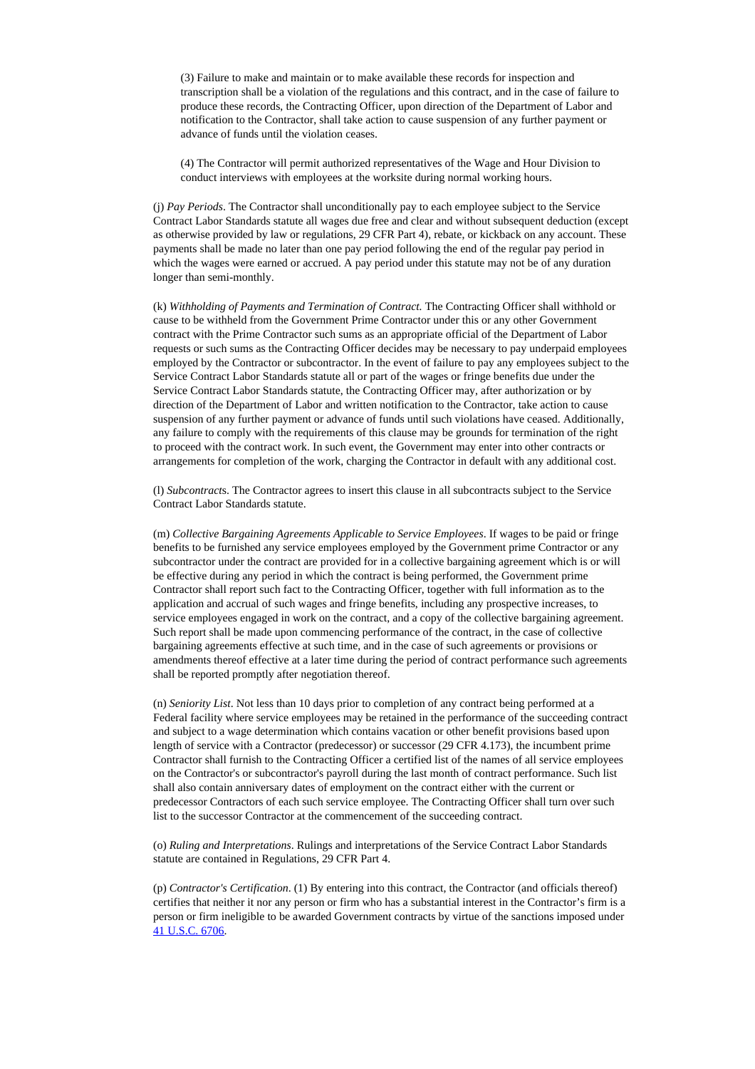(3) Failure to make and maintain or to make available these records for inspection and transcription shall be a violation of the regulations and this contract, and in the case of failure to produce these records, the Contracting Officer, upon direction of the Department of Labor and notification to the Contractor, shall take action to cause suspension of any further payment or advance of funds until the violation ceases.

(4) The Contractor will permit authorized representatives of the Wage and Hour Division to conduct interviews with employees at the worksite during normal working hours.

(j) *Pay Periods*. The Contractor shall unconditionally pay to each employee subject to the Service Contract Labor Standards statute all wages due free and clear and without subsequent deduction (except as otherwise provided by law or regulations, 29 CFR Part 4), rebate, or kickback on any account. These payments shall be made no later than one pay period following the end of the regular pay period in which the wages were earned or accrued. A pay period under this statute may not be of any duration longer than semi-monthly.

(k) *Withholding of Payments and Termination of Contract.* The Contracting Officer shall withhold or cause to be withheld from the Government Prime Contractor under this or any other Government contract with the Prime Contractor such sums as an appropriate official of the Department of Labor requests or such sums as the Contracting Officer decides may be necessary to pay underpaid employees employed by the Contractor or subcontractor. In the event of failure to pay any employees subject to the Service Contract Labor Standards statute all or part of the wages or fringe benefits due under the Service Contract Labor Standards statute, the Contracting Officer may, after authorization or by direction of the Department of Labor and written notification to the Contractor, take action to cause suspension of any further payment or advance of funds until such violations have ceased. Additionally, any failure to comply with the requirements of this clause may be grounds for termination of the right to proceed with the contract work. In such event, the Government may enter into other contracts or arrangements for completion of the work, charging the Contractor in default with any additional cost.

(l) *Subcontracts*. The Contractor agrees to insert this clause in all subcontracts subject to the Service Contract Labor Standards statute.

(m) *Collective Bargaining Agreements Applicable to Service Employees*. If wages to be paid or fringe benefits to be furnished any service employees employed by the Government prime Contractor or any subcontractor under the contract are provided for in a collective bargaining agreement which is or will be effective during any period in which the contract is being performed, the Government prime Contractor shall report such fact to the Contracting Officer, together with full information as to the application and accrual of such wages and fringe benefits, including any prospective increases, to service employees engaged in work on the contract, and a copy of the collective bargaining agreement. Such report shall be made upon commencing performance of the contract, in the case of collective bargaining agreements effective at such time, and in the case of such agreements or provisions or amendments thereof effective at a later time during the period of contract performance such agreements shall be reported promptly after negotiation thereof.

(n) *Seniority List*. Not less than 10 days prior to completion of any contract being performed at a Federal facility where service employees may be retained in the performance of the succeeding contract and subject to a wage determination which contains vacation or other benefit provisions based upon length of service with a Contractor (predecessor) or successor (29 CFR 4.173), the incumbent prime Contractor shall furnish to the Contracting Officer a certified list of the names of all service employees on the Contractor's or subcontractor's payroll during the last month of contract performance. Such list shall also contain anniversary dates of employment on the contract either with the current or predecessor Contractors of each such service employee. The Contracting Officer shall turn over such list to the successor Contractor at the commencement of the succeeding contract.

(o) *Ruling and Interpretations*. Rulings and interpretations of the Service Contract Labor Standards statute are contained in Regulations, 29 CFR Part 4.

(p) *Contractor's Certification*. (1) By entering into this contract, the Contractor (and officials thereof) certifies that neither it nor any person or firm who has a substantial interest in the Contractor's firm is a person or firm ineligible to be awarded Government contracts by virtue of the sanctions imposed under 41 U.S.C. 6706.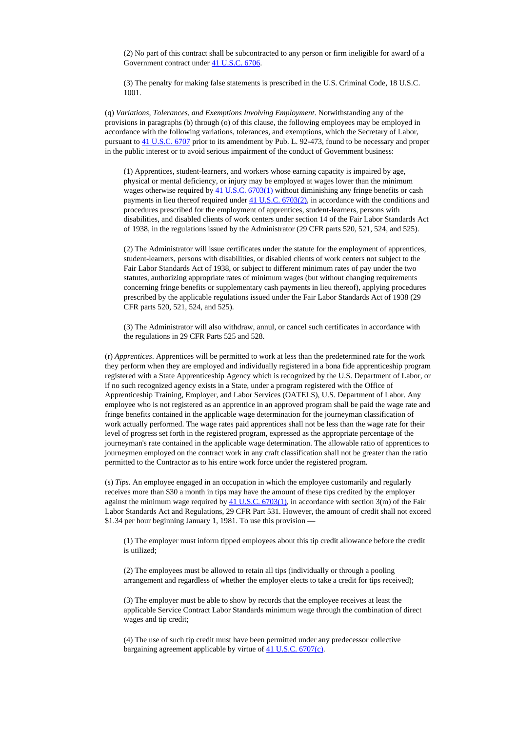(2) No part of this contract shall be subcontracted to any person or firm ineligible for award of a Government contract under 41 U.S.C. 6706.

(3) The penalty for making false statements is prescribed in the U.S. Criminal Code, 18 U.S.C. 1001.

(q) *Variations, Tolerances, and Exemptions Involving Employment*. Notwithstanding any of the provisions in paragraphs (b) through (o) of this clause, the following employees may be employed in accordance with the following variations, tolerances, and exemptions, which the Secretary of Labor, pursuant to 41 U.S.C. 6707 prior to its amendment by Pub. L. 92-473, found to be necessary and proper in the public interest or to avoid serious impairment of the conduct of Government business:

(1) Apprentices, student-learners, and workers whose earning capacity is impaired by age, physical or mental deficiency, or injury may be employed at wages lower than the minimum wages otherwise required by 41 U.S.C. 6703(1) without diminishing any fringe benefits or cash payments in lieu thereof required under 41 U.S.C. 6703(2), in accordance with the conditions and procedures prescribed for the employment of apprentices, student-learners, persons with disabilities, and disabled clients of work centers under section 14 of the Fair Labor Standards Act of 1938, in the regulations issued by the Administrator (29 CFR parts 520, 521, 524, and 525).

(2) The Administrator will issue certificates under the statute for the employment of apprentices, student-learners, persons with disabilities, or disabled clients of work centers not subject to the Fair Labor Standards Act of 1938, or subject to different minimum rates of pay under the two statutes, authorizing appropriate rates of minimum wages (but without changing requirements concerning fringe benefits or supplementary cash payments in lieu thereof), applying procedures prescribed by the applicable regulations issued under the Fair Labor Standards Act of 1938 (29 CFR parts 520, 521, 524, and 525).

(3) The Administrator will also withdraw, annul, or cancel such certificates in accordance with the regulations in 29 CFR Parts 525 and 528.

(r) *Apprentices*. Apprentices will be permitted to work at less than the predetermined rate for the work they perform when they are employed and individually registered in a bona fide apprenticeship program registered with a State Apprenticeship Agency which is recognized by the U.S. Department of Labor, or if no such recognized agency exists in a State, under a program registered with the Office of Apprenticeship Training, Employer, and Labor Services (OATELS), U.S. Department of Labor. Any employee who is not registered as an apprentice in an approved program shall be paid the wage rate and fringe benefits contained in the applicable wage determination for the journeyman classification of work actually performed. The wage rates paid apprentices shall not be less than the wage rate for their level of progress set forth in the registered program, expressed as the appropriate percentage of the journeyman's rate contained in the applicable wage determination. The allowable ratio of apprentices to journeymen employed on the contract work in any craft classification shall not be greater than the ratio permitted to the Contractor as to his entire work force under the registered program.

(s) *Tips*. An employee engaged in an occupation in which the employee customarily and regularly receives more than $30 a month in tips may have the amount of these tips credited by the employer against the minimum wage required by 41 U.S.C. 6703(1), in accordance with section 3(m) of the Fair Labor Standards Act and Regulations, 29 CFR Part 531. However, the amount of credit shall not exceed $1.34 per hour beginning January 1, 1981. To use this provision —

(1) The employer must inform tipped employees about this tip credit allowance before the credit is utilized;

(2) The employees must be allowed to retain all tips (individually or through a pooling arrangement and regardless of whether the employer elects to take a credit for tips received);

(3) The employer must be able to show by records that the employee receives at least the applicable Service Contract Labor Standards minimum wage through the combination of direct wages and tip credit;

(4) The use of such tip credit must have been permitted under any predecessor collective bargaining agreement applicable by virtue of 41 U.S.C. 6707(c).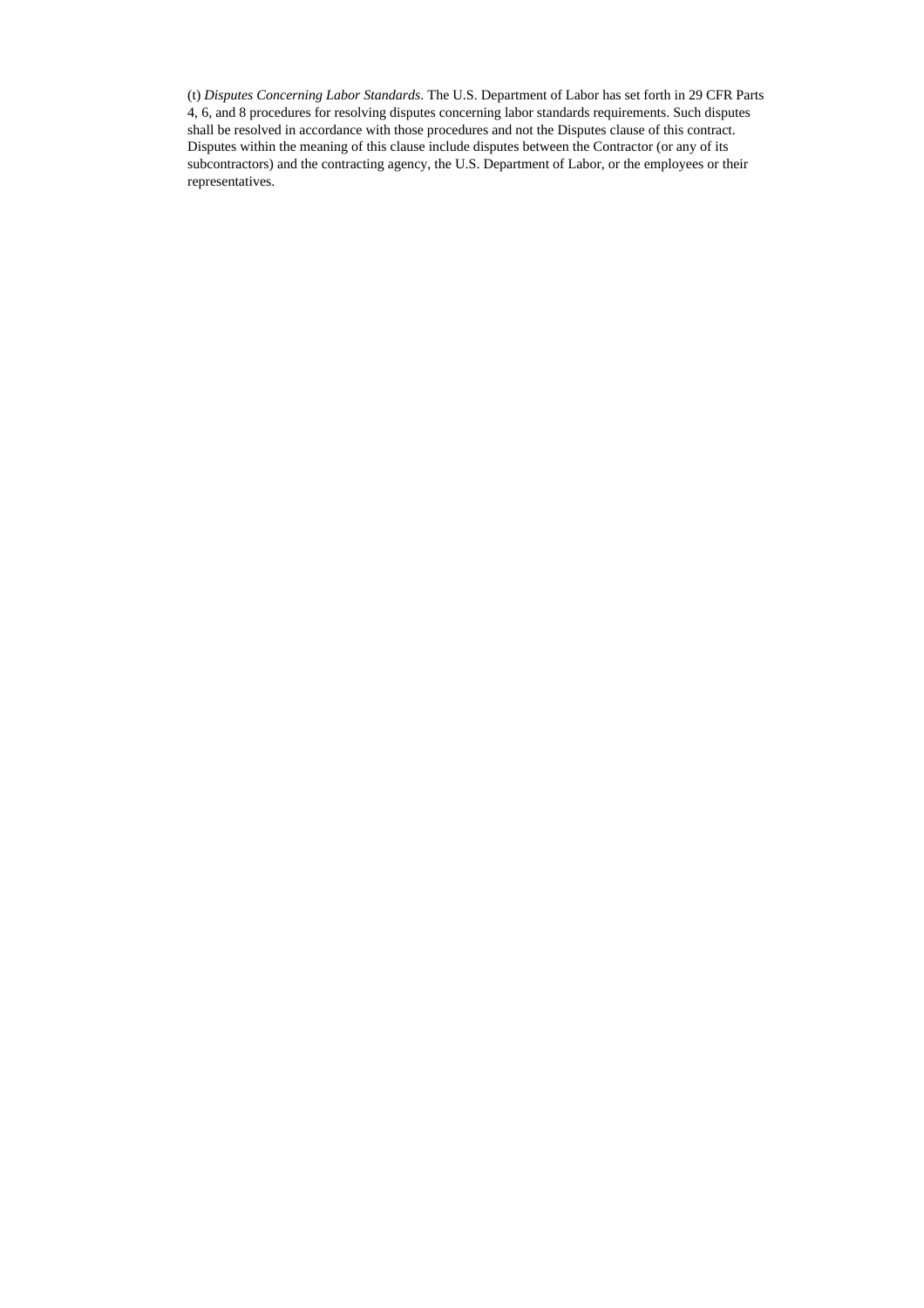(t) *Disputes Concerning Labor Standards*. The U.S. Department of Labor has set forth in 29 CFR Parts 4, 6, and 8 procedures for resolving disputes concerning labor standards requirements. Such disputes shall be resolved in accordance with those procedures and not the Disputes clause of this contract. Disputes within the meaning of this clause include disputes between the Contractor (or any of its subcontractors) and the contracting agency, the U.S. Department of Labor, or the employees or their representatives.